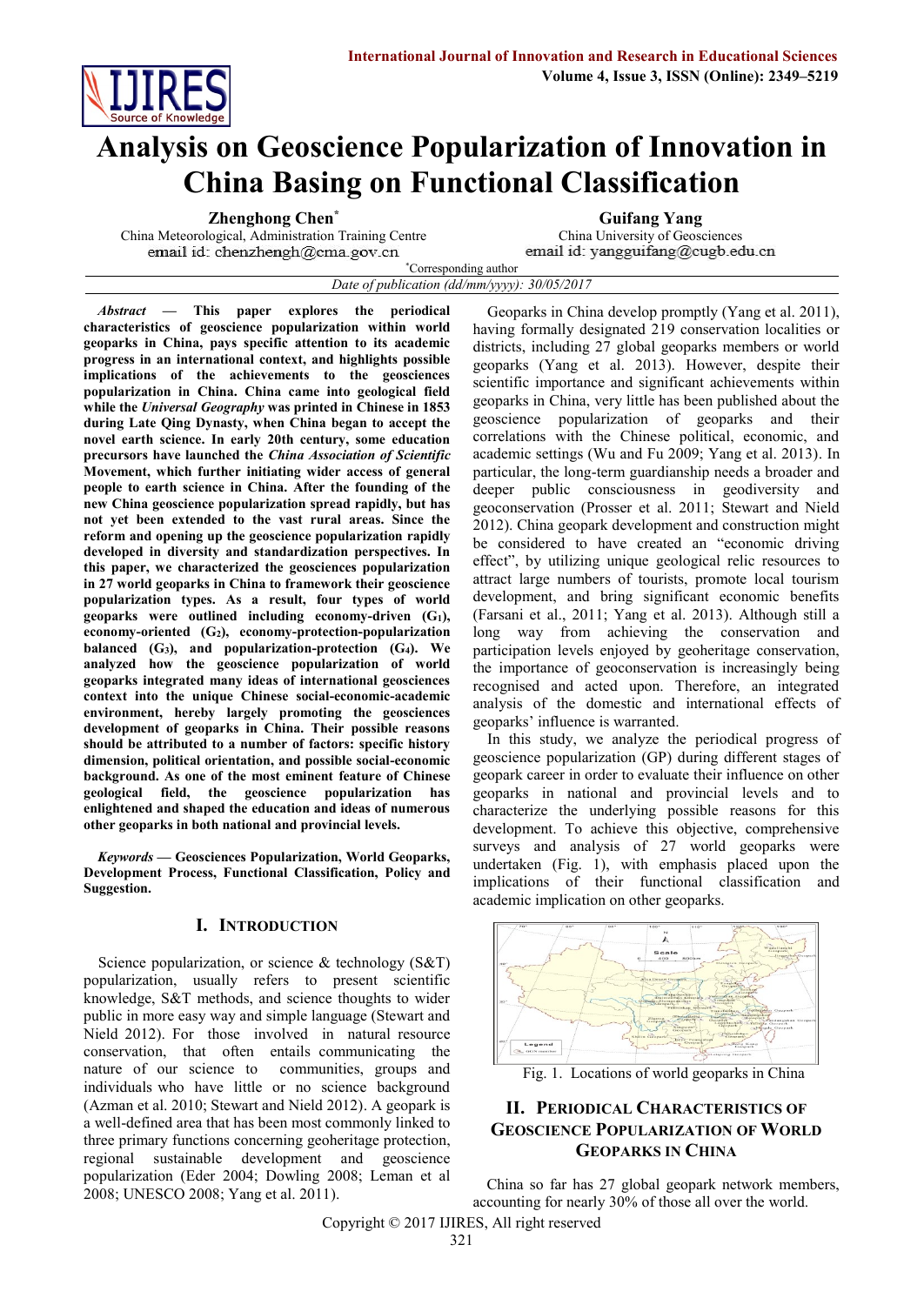# Analysis on Geoscience Popularization of Innovation in China Basing on Functional Classification

**Zhenghong Chen***
China Meteorological, Administration Training Centre
email id: chenzhengh@cma.gov.cn

**Guifang Yang**
China University of Geosciences
email id: yangguifang@cugb.edu.cn

*Corresponding author

*Date of publication (dd/mm/yyyy): 30/05/2017*

***Abstract* — This paper explores the periodical characteristics of geoscience popularization within world geoparks in China, pays specific attention to its academic progress in an international context, and highlights possible implications of the achievements to the geosciences popularization in China. China came into geological field while the *Universal Geography* was printed in Chinese in 1853 during Late Qing Dynasty, when China began to accept the novel earth science. In early 20th century, some education precursors have launched the *China Association of Scientific* Movement, which further initiating wider access of general people to earth science in China. After the founding of the new China geoscience popularization spread rapidly, but has not yet been extended to the vast rural areas. Since the reform and opening up the geoscience popularization rapidly developed in diversity and standardization perspectives. In this paper, we characterized the geosciences popularization in 27 world geoparks in China to framework their geoscience popularization types. As a result, four types of world geoparks were outlined including economy-driven ($G_1$), economy-oriented ($G_2$), economy-protection-popularization balanced ($G_3$), and popularization-protection ($G_4$). We analyzed how the geoscience popularization of world geoparks integrated many ideas of international geosciences context into the unique Chinese social-economic-academic environment, hereby largely promoting the geosciences development of geoparks in China. Their possible reasons should be attributed to a number of factors: specific history dimension, political orientation, and possible social-economic background. As one of the most eminent feature of Chinese geological field, the geoscience popularization has enlightened and shaped the education and ideas of numerous other geoparks in both national and provincial levels.**

***Keywords* — Geosciences Popularization, World Geoparks, Development Process, Functional Classification, Policy and Suggestion.**

## I. Introduction

Science popularization, or science & technology (S&T) popularization, usually refers to present scientific knowledge, S&T methods, and science thoughts to wider public in more easy way and simple language (Stewart and Nield 2012). For those involved in natural resource conservation, that often entails communicating the nature of our science to communities, groups and individuals who have little or no science background (Azman et al. 2010; Stewart and Nield 2012). A geopark is a well-defined area that has been most commonly linked to three primary functions concerning geoheritage protection, regional sustainable development and geoscience popularization (Eder 2004; Dowling 2008; Leman et al 2008; UNESCO 2008; Yang et al. 2011).

Geoparks in China develop promptly (Yang et al. 2011), having formally designated 219 conservation localities or districts, including 27 global geoparks members or world geoparks (Yang et al. 2013). However, despite their scientific importance and significant achievements within geoparks in China, very little has been published about the geoscience popularization of geoparks and their correlations with the Chinese political, economic, and academic settings (Wu and Fu 2009; Yang et al. 2013). In particular, the long-term guardianship needs a broader and deeper public consciousness in geodiversity and geoconservation (Prosser et al. 2011; Stewart and Nield 2012). China geopark development and construction might be considered to have created an "economic driving effect", by utilizing unique geological relic resources to attract large numbers of tourists, promote local tourism development, and bring significant economic benefits (Farsani et al., 2011; Yang et al. 2013). Although still a long way from achieving the conservation and participation levels enjoyed by geoheritage conservation, the importance of geoconservation is increasingly being recognised and acted upon. Therefore, an integrated analysis of the domestic and international effects of geoparks' influence is warranted.

In this study, we analyze the periodical progress of geoscience popularization (GP) during different stages of geopark career in order to evaluate their influence on other geoparks in national and provincial levels and to characterize the underlying possible reasons for this development. To achieve this objective, comprehensive surveys and analysis of 27 world geoparks were undertaken (Fig. 1), with emphasis placed upon the implications of their functional classification and academic implication on other geoparks.

Fig. 1. Locations of world geoparks in China

## II. Periodical Characteristics of Geoscience Popularization of World Geoparks in China

China so far has 27 global geopark network members, accounting for nearly 30% of those all over the world.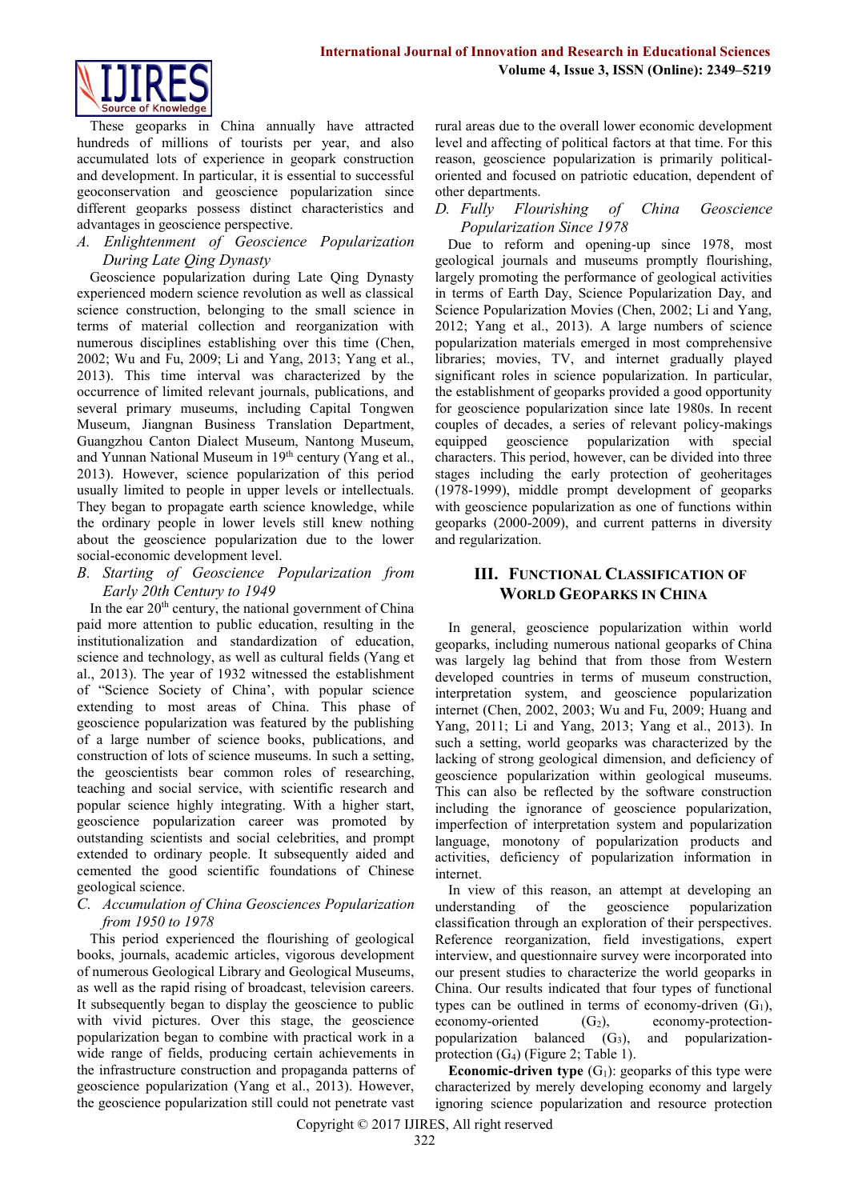These geoparks in China annually have attracted hundreds of millions of tourists per year, and also accumulated lots of experience in geopark construction and development. In particular, it is essential to successful geoconservation and geoscience popularization since different geoparks possess distinct characteristics and advantages in geoscience perspective.

### *A. Enlightenment of Geoscience Popularization During Late Qing Dynasty*

Geoscience popularization during Late Qing Dynasty experienced modern science revolution as well as classical science construction, belonging to the small science in terms of material collection and reorganization with numerous disciplines establishing over this time (Chen, 2002; Wu and Fu, 2009; Li and Yang, 2013; Yang et al., 2013). This time interval was characterized by the occurrence of limited relevant journals, publications, and several primary museums, including Capital Tongwen Museum, Jiangnan Business Translation Department, Guangzhou Canton Dialect Museum, Nantong Museum, and Yunnan National Museum in 19th century (Yang et al., 2013). However, science popularization of this period usually limited to people in upper levels or intellectuals. They began to propagate earth science knowledge, while the ordinary people in lower levels still knew nothing about the geoscience popularization due to the lower social-economic development level.

### *B. Starting of Geoscience Popularization from Early 20th Century to 1949*

In the ear 20th century, the national government of China paid more attention to public education, resulting in the institutionalization and standardization of education, science and technology, as well as cultural fields (Yang et al., 2013). The year of 1932 witnessed the establishment of "Science Society of China', with popular science extending to most areas of China. This phase of geoscience popularization was featured by the publishing of a large number of science books, publications, and construction of lots of science museums. In such a setting, the geoscientists bear common roles of researching, teaching and social service, with scientific research and popular science highly integrating. With a higher start, geoscience popularization career was promoted by outstanding scientists and social celebrities, and prompt extended to ordinary people. It subsequently aided and cemented the good scientific foundations of Chinese geological science.

### *C. Accumulation of China Geosciences Popularization from 1950 to 1978*

This period experienced the flourishing of geological books, journals, academic articles, vigorous development of numerous Geological Library and Geological Museums, as well as the rapid rising of broadcast, television careers. It subsequently began to display the geoscience to public with vivid pictures. Over this stage, the geoscience popularization began to combine with practical work in a wide range of fields, producing certain achievements in the infrastructure construction and propaganda patterns of geoscience popularization (Yang et al., 2013). However, the geoscience popularization still could not penetrate vast rural areas due to the overall lower economic development level and affecting of political factors at that time. For this reason, geoscience popularization is primarily political-oriented and focused on patriotic education, dependent of other departments.

### *D. Fully Flourishing of China Geoscience Popularization Since 1978*

Due to reform and opening-up since 1978, most geological journals and museums promptly flourishing, largely promoting the performance of geological activities in terms of Earth Day, Science Popularization Day, and Science Popularization Movies (Chen, 2002; Li and Yang, 2012; Yang et al., 2013). A large numbers of science popularization materials emerged in most comprehensive libraries; movies, TV, and internet gradually played significant roles in science popularization. In particular, the establishment of geoparks provided a good opportunity for geoscience popularization since late 1980s. In recent couples of decades, a series of relevant policy-makings equipped geoscience popularization with special characters. This period, however, can be divided into three stages including the early protection of geoheritages (1978-1999), middle prompt development of geoparks with geoscience popularization as one of functions within geoparks (2000-2009), and current patterns in diversity and regularization.

## III. Functional Classification of World Geoparks in China

In general, geoscience popularization within world geoparks, including numerous national geoparks of China was largely lag behind that from those from Western developed countries in terms of museum construction, interpretation system, and geoscience popularization internet (Chen, 2002, 2003; Wu and Fu, 2009; Huang and Yang, 2011; Li and Yang, 2013; Yang et al., 2013). In such a setting, world geoparks was characterized by the lacking of strong geological dimension, and deficiency of geoscience popularization within geological museums. This can also be reflected by the software construction including the ignorance of geoscience popularization, imperfection of interpretation system and popularization language, monotony of popularization products and activities, deficiency of popularization information in internet.

In view of this reason, an attempt at developing an understanding of the geoscience popularization classification through an exploration of their perspectives. Reference reorganization, field investigations, expert interview, and questionnaire survey were incorporated into our present studies to characterize the world geoparks in China. Our results indicated that four types of functional types can be outlined in terms of economy-driven ($G_1$), economy-oriented ($G_2$), economy-protection-popularization balanced ($G_3$), and popularization-protection ($G_4$) (Figure 2; Table 1).

**Economic-driven type** ($G_1$): geoparks of this type were characterized by merely developing economy and largely ignoring science popularization and resource protection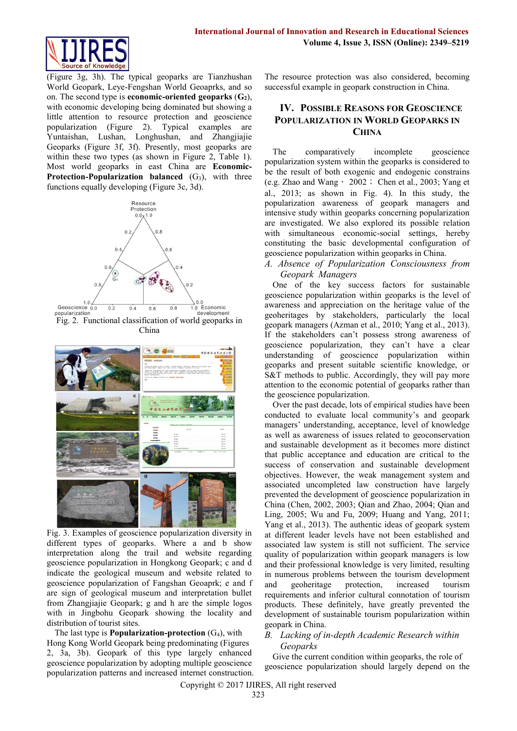(Figure 3g, 3h). The typical geoparks are Tianzhushan World Geopark, Leye-Fengshan World Geoaprks, and so on. The second type is **economic-oriented geoparks** (**$G_2$**), with economic developing being dominated but showing a little attention to resource protection and geoscience popularization (Figure 2). Typical examples are Yuntaishan, Lushan, Longhushan, and Zhangjiajie Geoparks (Figure 3f, 3f). Presently, most geoparks are within these two types (as shown in Figure 2, Table 1). Most world geoparks in east China are **Economic-Protection-Popularization balanced** ($G_3$), with three functions equally developing (Figure 3c, 3d).

Fig. 2. Functional classification of world geoparks in China

Fig. 3. Examples of geoscience popularization diversity in different types of geoparks. Where a and b show interpretation along the trail and website regarding geoscience popularization in Hongkong Geopark; c and d indicate the geological museum and website related to geoscience popularization of Fangshan Geoaprk; e and f are sign of geological museum and interpretation bullet from Zhangjiajie Geopark; g and h are the simple logos with in Jingbohu Geopark showing the locality and distribution of tourist sites.

The last type is **Popularization-protection** ($G_4$), with Hong Kong World Geopark being predominating (Figures 2, 3a, 3b). Geopark of this type largely enhanced geoscience popularization by adopting multiple geoscience popularization patterns and increased internet construction. The resource protection was also considered, becoming successful example in geopark construction in China.

## IV. Possible Reasons for Geoscience Popularization in World Geoparks in China

The comparatively incomplete geoscience popularization system within the geoparks is considered to be the result of both exogenic and endogenic constrains (e.g. Zhao and Wang， 2002； Chen et al., 2003; Yang et al., 2013; as shown in Fig. 4). In this study, the popularization awareness of geopark managers and intensive study within geoparks concerning popularization are investigated. We also explored its possible relation with simultaneous economic-social settings, hereby constituting the basic developmental configuration of geoscience popularization within geoparks in China.

### *A. Absence of Popularization Consciousness from Geopark Managers*

One of the key success factors for sustainable geoscience popularization within geoparks is the level of awareness and appreciation on the heritage value of the geoheritages by stakeholders, particularly the local geopark managers (Azman et al., 2010; Yang et al., 2013). If the stakeholders can't possess strong awareness of geoscience popularization, they can't have a clear understanding of geoscience popularization within geoparks and present suitable scientific knowledge, or S&T methods to public. Accordingly, they will pay more attention to the economic potential of geoparks rather than the geoscience popularization.

Over the past decade, lots of empirical studies have been conducted to evaluate local community's and geopark managers' understanding, acceptance, level of knowledge as well as awareness of issues related to geoconservation and sustainable development as it becomes more distinct that public acceptance and education are critical to the success of conservation and sustainable development objectives. However, the weak management system and associated uncompleted law construction have largely prevented the development of geoscience popularization in China (Chen, 2002, 2003; Qian and Zhao, 2004; Qian and Ling, 2005; Wu and Fu, 2009; Huang and Yang, 2011; Yang et al., 2013). The authentic ideas of geopark system at different leader levels have not been established and associated law system is still not sufficient. The service quality of popularization within geopark managers is low and their professional knowledge is very limited, resulting in numerous problems between the tourism development and geoheritage protection, increased tourism requirements and inferior cultural connotation of tourism products. These definitely, have greatly prevented the development of sustainable tourism popularization within geopark in China.

### *B. Lacking of in-depth Academic Research within Geoparks*

Give the current condition within geoparks, the role of geoscience popularization should largely depend on the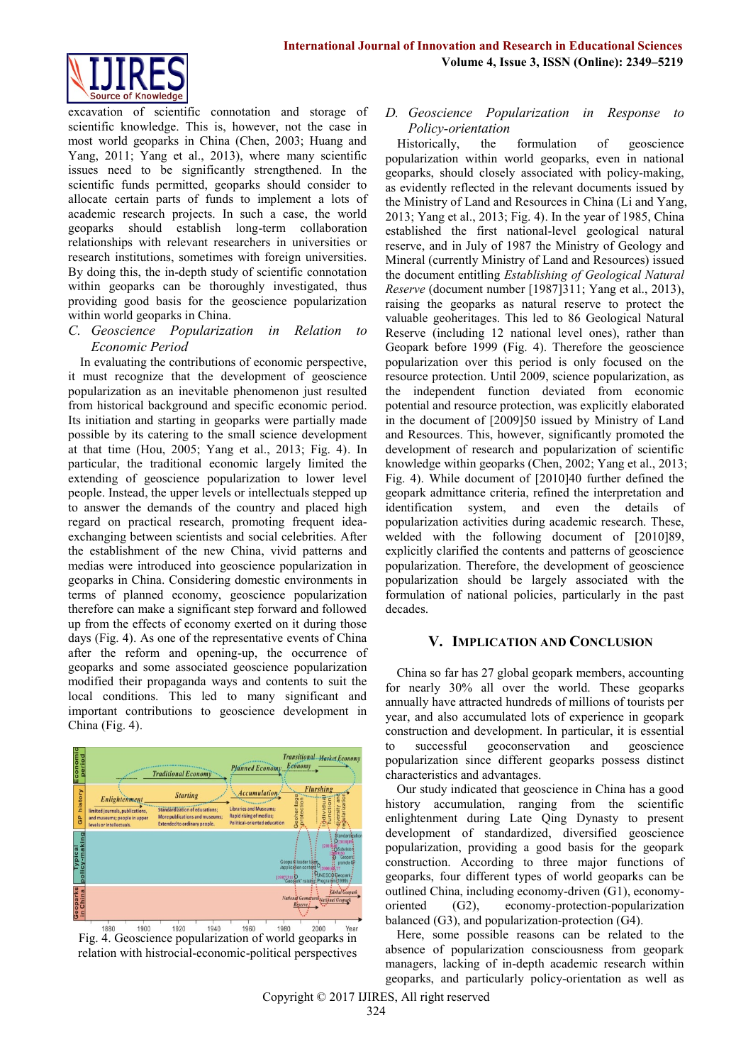excavation of scientific connotation and storage of scientific knowledge. This is, however, not the case in most world geoparks in China (Chen, 2003; Huang and Yang, 2011; Yang et al., 2013), where many scientific issues need to be significantly strengthened. In the scientific funds permitted, geoparks should consider to allocate certain parts of funds to implement a lots of academic research projects. In such a case, the world geoparks should establish long-term collaboration relationships with relevant researchers in universities or research institutions, sometimes with foreign universities. By doing this, the in-depth study of scientific connotation within geoparks can be thoroughly investigated, thus providing good basis for the geoscience popularization within world geoparks in China.

### C. Geoscience Popularization in Relation to Economic Period

In evaluating the contributions of economic perspective, it must recognize that the development of geoscience popularization as an inevitable phenomenon just resulted from historical background and specific economic period. Its initiation and starting in geoparks were partially made possible by its catering to the small science development at that time (Hou, 2005; Yang et al., 2013; Fig. 4). In particular, the traditional economic largely limited the extending of geoscience popularization to lower level people. Instead, the upper levels or intellectuals stepped up to answer the demands of the country and placed high regard on practical research, promoting frequent idea-exchanging between scientists and social celebrities. After the establishment of the new China, vivid patterns and medias were introduced into geoscience popularization in geoparks in China. Considering domestic environments in terms of planned economy, geoscience popularization therefore can make a significant step forward and followed up from the effects of economy exerted on it during those days (Fig. 4). As one of the representative events of China after the reform and opening-up, the occurrence of geoparks and some associated geoscience popularization modified their propaganda ways and contents to suit the local conditions. This led to many significant and important contributions to geoscience development in China (Fig. 4).

Fig. 4. Geoscience popularization of world geoparks in relation with histrocial-economic-political perspectives

### D. Geoscience Popularization in Response to Policy-orientation

Historically, the formulation of geoscience popularization within world geoparks, even in national geoparks, should closely associated with policy-making, as evidently reflected in the relevant documents issued by the Ministry of Land and Resources in China (Li and Yang, 2013; Yang et al., 2013; Fig. 4). In the year of 1985, China established the first national-level geological natural reserve, and in July of 1987 the Ministry of Geology and Mineral (currently Ministry of Land and Resources) issued the document entitling *Establishing of Geological Natural Reserve* (document number [1987]311; Yang et al., 2013), raising the geoparks as natural reserve to protect the valuable geoheritages. This led to 86 Geological Natural Reserve (including 12 national level ones), rather than Geopark before 1999 (Fig. 4). Therefore the geoscience popularization over this period is only focused on the resource protection. Until 2009, science popularization, as the independent function deviated from economic potential and resource protection, was explicitly elaborated in the document of [2009]50 issued by Ministry of Land and Resources. This, however, significantly promoted the development of research and popularization of scientific knowledge within geoparks (Chen, 2002; Yang et al., 2013; Fig. 4). While document of [2010]40 further defined the geopark admittance criteria, refined the interpretation and identification system, and even the details of popularization activities during academic research. These, welded with the following document of [2010]89, explicitly clarified the contents and patterns of geoscience popularization. Therefore, the development of geoscience popularization should be largely associated with the formulation of national policies, particularly in the past decades.

## V. Implication and Conclusion

China so far has 27 global geopark members, accounting for nearly 30% all over the world. These geoparks annually have attracted hundreds of millions of tourists per year, and also accumulated lots of experience in geopark construction and development. In particular, it is essential to successful geoconservation and geoscience popularization since different geoparks possess distinct characteristics and advantages.

Our study indicated that geoscience in China has a good history accumulation, ranging from the scientific enlightenment during Late Qing Dynasty to present development of standardized, diversified geoscience popularization, providing a good basis for the geopark construction. According to three major functions of geoparks, four different types of world geoparks can be outlined China, including economy-driven (G1), economy-oriented (G2), economy-protection-popularization balanced (G3), and popularization-protection (G4).

Here, some possible reasons can be related to the absence of popularization consciousness from geopark managers, lacking of in-depth academic research within geoparks, and particularly policy-orientation as well as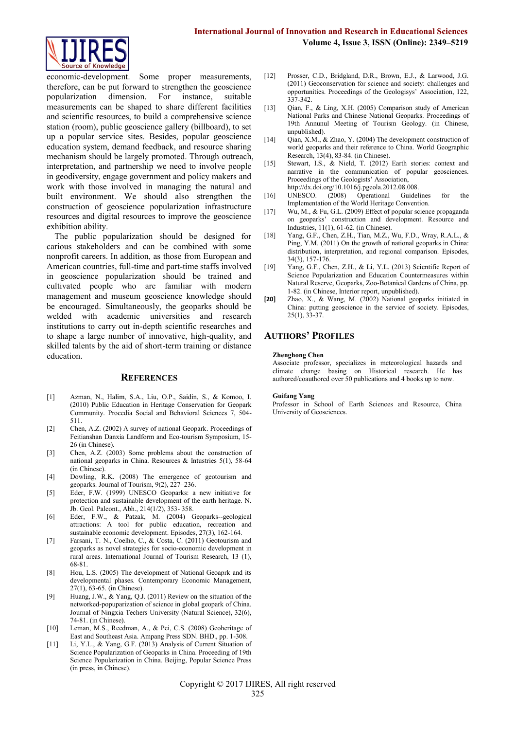economic-development. Some proper measurements, therefore, can be put forward to strengthen the geoscience popularization dimension. For instance, suitable measurements can be shaped to share different facilities and scientific resources, to build a comprehensive science station (room), public geoscience gallery (billboard), to set up a popular service sites. Besides, popular geoscience education system, demand feedback, and resource sharing mechanism should be largely promoted. Through outreach, interpretation, and partnership we need to involve people in geodiversity, engage government and policy makers and work with those involved in managing the natural and built environment. We should also strengthen the construction of geoscience popularization infrastructure resources and digital resources to improve the geoscience exhibition ability.

The public popularization should be designed for carious stakeholders and can be combined with some nonprofit careers. In addition, as those from European and American countries, full-time and part-time staffs involved in geoscience popularization should be trained and cultivated people who are familiar with modern management and museum geoscience knowledge should be encouraged. Simultaneously, the geoparks should be welded with academic universities and research institutions to carry out in-depth scientific researches and to shape a large number of innovative, high-quality, and skilled talents by the aid of short-term training or distance education.

## References

[1] Azman, N., Halim, S.A., Liu, O.P., Saidin, S., & Komoo, I. (2010) Public Education in Heritage Conservation for Geopark Community. Procedia Social and Behavioral Sciences 7, 504-511.

[2] Chen, A.Z. (2002) A survey of national Geopark. Proceedings of Feitianshan Danxia Landform and Eco-tourism Symposium, 15-26 (in Chinese).

[3] Chen, A.Z. (2003) Some problems about the construction of national geoparks in China. Resources & Intustries 5(1), 58-64 (in Chinese).

[4] Dowling, R.K. (2008) The emergence of geotourism and geoparks. Journal of Tourism, 9(2), 227–236.

[5] Eder, F.W. (1999) UNESCO Geoparks: a new initiative for protection and sustainable development of the earth heritage. N. Jb. Geol. Paleont., Abh., 214(1/2), 353- 358.

[6] Eder, F.W., & Patzak, M. (2004) Geoparks--geological attractions: A tool for public education, recreation and sustainable economic development. Episodes, 27(3), 162-164.

[7] Farsani, T. N., Coelho, C., & Costa, C. (2011) Geotourism and geoparks as novel strategies for socio-economic development in rural areas. International Journal of Tourism Research, 13 (1), 68-81.

[8] Hou, L.S. (2005) The development of National Geoaprk and its developmental phases. Contemporary Economic Management, 27(1), 63-65. (in Chinese).

[9] Huang, J.W., & Yang, Q.J. (2011) Review on the situation of the networked-popuparization of science in global geopark of China. Journal of Ningxia Techers University (Natural Science), 32(6), 74-81. (in Chinese).

[10] Leman, M.S., Reedman, A., & Pei, C.S. (2008) Geoheritage of East and Southeast Asia. Ampang Press SDN. BHD., pp. 1-308.

[11] Li, Y.L., & Yang, G.F. (2013) Analysis of Current Situation of Science Popularization of Geoparks in China. Proceeding of 19th Science Popularization in China. Beijing, Popular Science Press (in press, in Chinese).

[12] Prosser, C.D., Bridgland, D.R., Brown, E.J., & Larwood, J.G. (2011) Geoconservation for science and society: challenges and opportunities. Proceedings of the Geologisys' Association, 122, 337-342.

[13] Qian, F., & Ling, X.H. (2005) Comparison study of American National Parks and Chinese National Geoparks. Proceedings of 19th Annunul Meeting of Tourism Geology. (in Chinese, unpublished).

[14] Qian, X.M., & Zhao, Y. (2004) The development construction of world geoparks and their reference to China. World Geographic Research, 13(4), 83-84. (in Chinese).

[15] Stewart, I.S., & Nield, T. (2012) Earth stories: context and narrative in the communication of popular geosciences. Proceedings of the Geologists' Association, http://dx.doi.org/10.1016/j.pgeola.2012.08.008.

[16] UNESCO. (2008) Operational Guidelines for the Implementation of the World Heritage Convention.

[17] Wu, M., & Fu, G.L. (2009) Effect of popular science propaganda on geoparks' construction and development. Resource and Industries, 11(1), 61-62. (in Chinese).

[18] Yang, G.F., Chen, Z.H., Tian, M.Z., Wu, F.D., Wray, R.A.L., & Ping, Y.M. (2011) On the growth of national geoparks in China: distribution, interpretation, and regional comparison. Episodes, 34(3), 157-176.

[19] Yang, G.F., Chen, Z.H., & Li, Y.L. (2013) Scientific Report of Science Popularization and Education Countermeasures within Natural Reserve, Geoparks, Zoo-Botanical Gardens of China, pp. 1-82. (in Chinese, Interior report, unpublished).

[20] Zhao, X., & Wang, M. (2002) National geoparks initiated in China: putting geoscience in the service of society. Episodes, 25(1), 33-37.

## Authors' Profiles

**Zhenghong Chen**
Associate professor, specializes in meteorological hazards and climate change basing on Historical research. He has authored/coauthored over 50 publications and 4 books up to now.

**Guifang Yang**
Professor in School of Earth Sciences and Resource, China University of Geosciences.